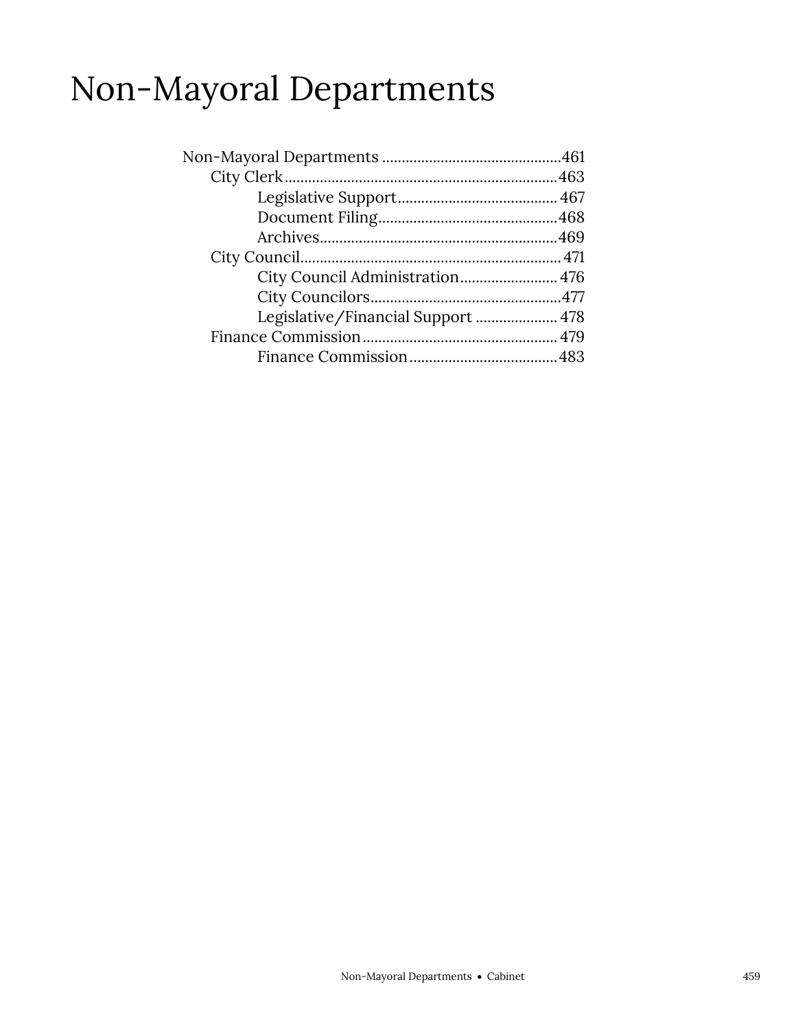# Non-Mayoral Departments

- Non-Mayoral Departments ............................................461
  - City Clerk....................................................................463
    - Legislative Support........................................ 467
    - Document Filing.............................................468
    - Archives...........................................................469
  - City Council................................................................. 471
    - City Council Administration......................... 476
    - City Councilors................................................477
    - Legislative/Financial Support ..................... 478
  - Finance Commission................................................. 479
    - Finance Commission......................................483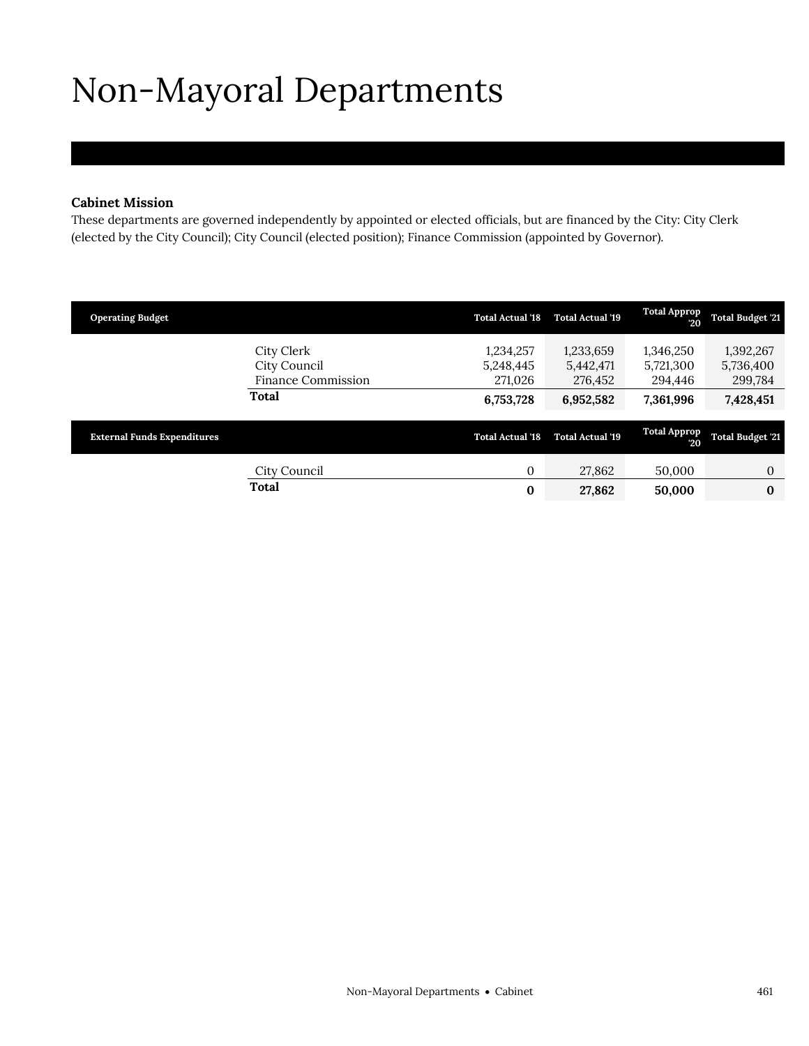# Non-Mayoral Departments

**Cabinet Mission**

These departments are governed independently by appointed or elected officials, but are financed by the City: City Clerk (elected by the City Council); City Council (elected position); Finance Commission (appointed by Governor).

| Operating Budget | | Total Actual '18 | Total Actual '19 | Total Approp '20 | Total Budget '21 |
|---|---|---|---|---|---|
| | City Clerk | 1,234,257 | 1,233,659 | 1,346,250 | 1,392,267 |
| | City Council | 5,248,445 | 5,442,471 | 5,721,300 | 5,736,400 |
| | Finance Commission | 271,026 | 276,452 | 294,446 | 299,784 |
| | **Total** | **6,753,728** | **6,952,582** | **7,361,996** | **7,428,451** |

| External Funds Expenditures | | Total Actual '18 | Total Actual '19 | Total Approp '20 | Total Budget '21 |
|---|---|---|---|---|---|
| | City Council | 0 | 27,862 | 50,000 | 0 |
| | **Total** | **0** | **27,862** | **50,000** | **0** |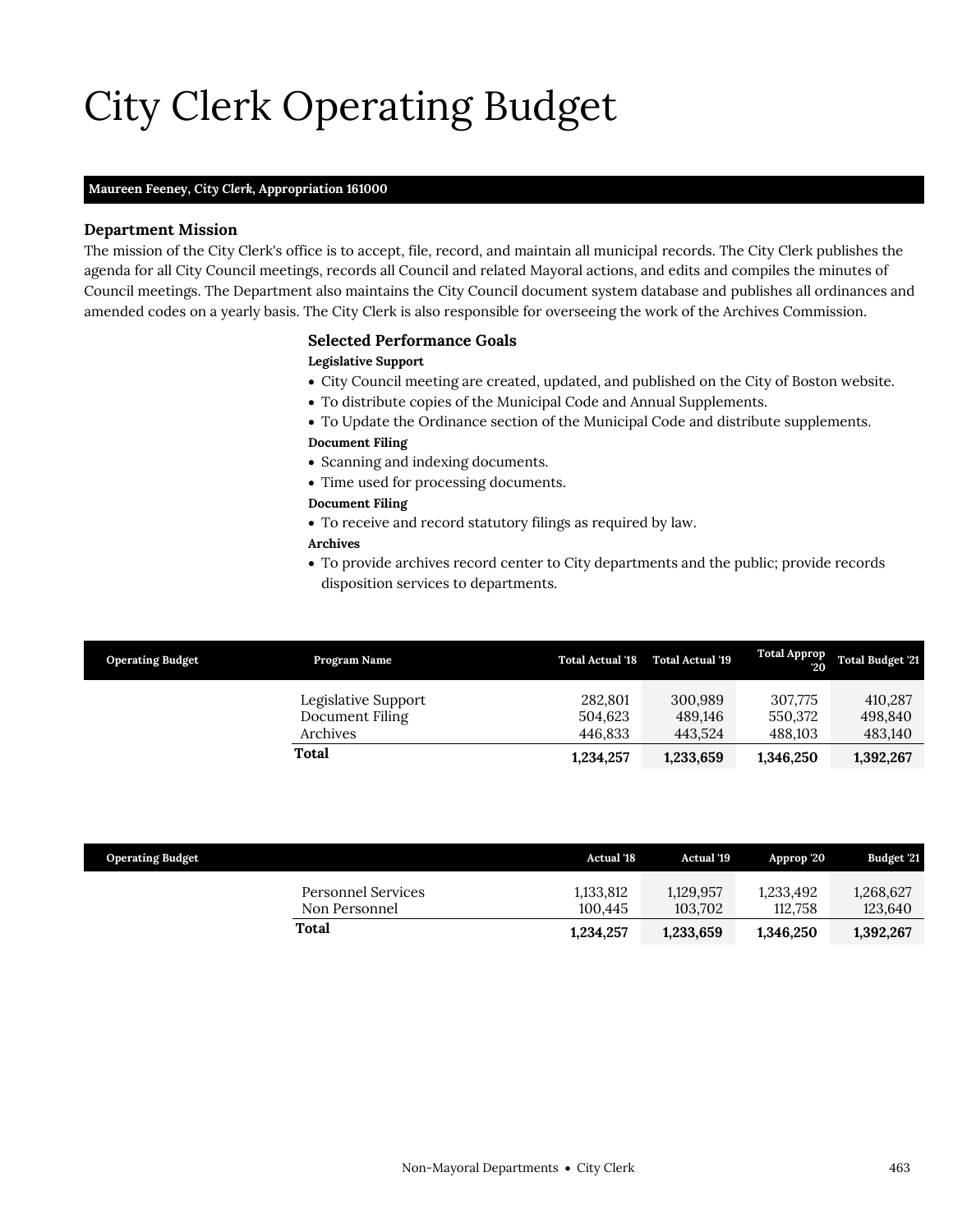# City Clerk Operating Budget

**Maureen Feeney, *City Clerk*, Appropriation 161000**

### Department Mission

The mission of the City Clerk's office is to accept, file, record, and maintain all municipal records. The City Clerk publishes the agenda for all City Council meetings, records all Council and related Mayoral actions, and edits and compiles the minutes of Council meetings. The Department also maintains the City Council document system database and publishes all ordinances and amended codes on a yearly basis. The City Clerk is also responsible for overseeing the work of the Archives Commission.

### Selected Performance Goals

**Legislative Support**

- City Council meeting are created, updated, and published on the City of Boston website.
- To distribute copies of the Municipal Code and Annual Supplements.
- To Update the Ordinance section of the Municipal Code and distribute supplements.

**Document Filing**

- Scanning and indexing documents.
- Time used for processing documents.

**Document Filing**

- To receive and record statutory filings as required by law.

**Archives**

- To provide archives record center to City departments and the public; provide records disposition services to departments.

| Operating Budget | Program Name | Total Actual '18 | Total Actual '19 | Total Approp '20 | Total Budget '21 |
|---|---|---|---|---|---|
| | Legislative Support | 282,801 | 300,989 | 307,775 | 410,287 |
| | Document Filing | 504,623 | 489,146 | 550,372 | 498,840 |
| | Archives | 446,833 | 443,524 | 488,103 | 483,140 |
| | **Total** | **1,234,257** | **1,233,659** | **1,346,250** | **1,392,267** |

| Operating Budget | | Actual '18 | Actual '19 | Approp '20 | Budget '21 |
|---|---|---|---|---|---|
| | Personnel Services | 1,133,812 | 1,129,957 | 1,233,492 | 1,268,627 |
| | Non Personnel | 100,445 | 103,702 | 112,758 | 123,640 |
| | **Total** | **1,234,257** | **1,233,659** | **1,346,250** | **1,392,267** |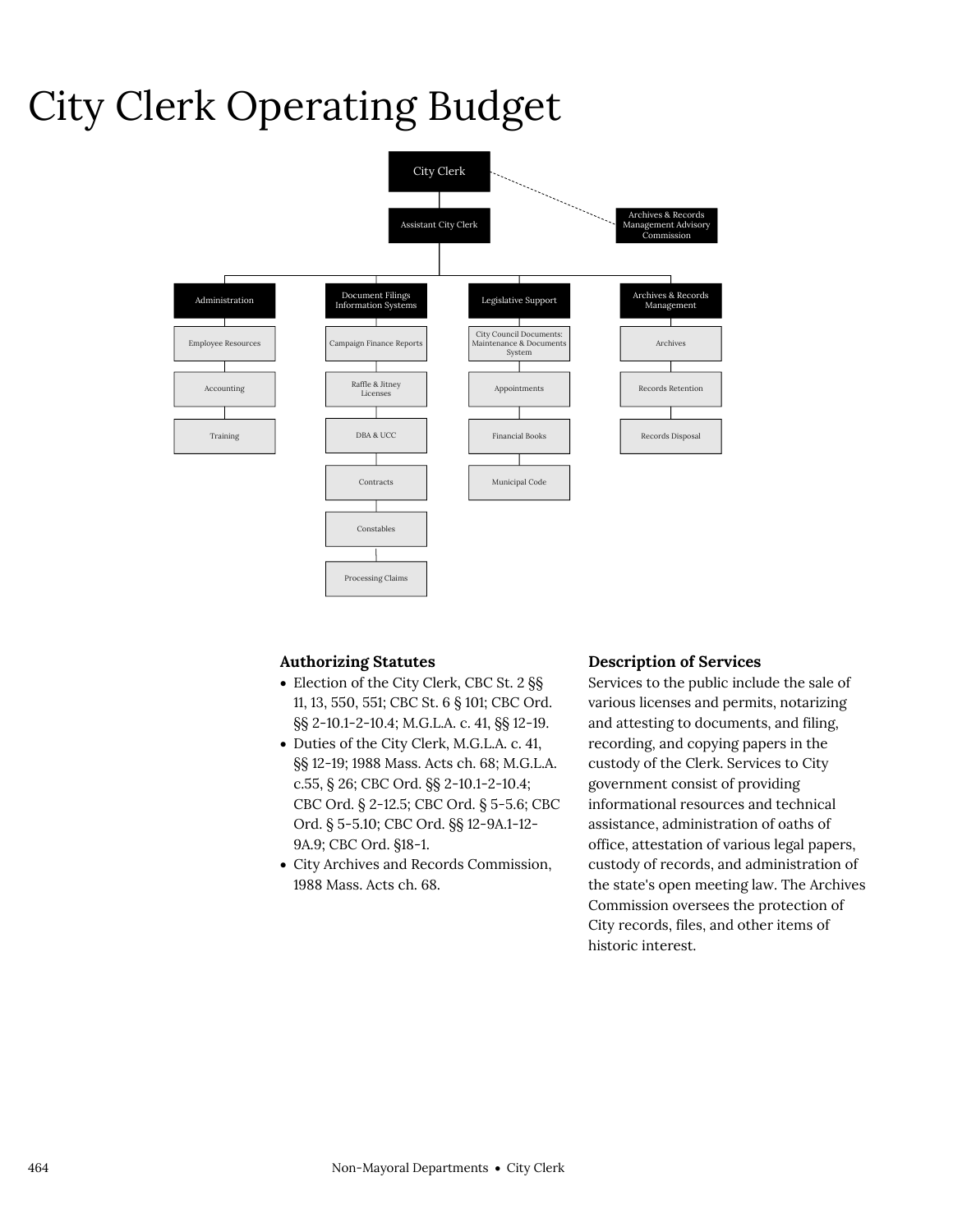# City Clerk Operating Budget

- City Clerk
  - Archives & Records Management Advisory Commission
  - Assistant City Clerk
    - Administration
      - Employee Resources
      - Accounting
      - Training
    - Document Filings Information Systems
      - Campaign Finance Reports
      - Raffle & Jitney Licenses
      - DBA & UCC
      - Contracts
      - Constables
      - Processing Claims
    - Legislative Support
      - City Council Documents: Maintenance & Documents System
      - Appointments
      - Financial Books
      - Municipal Code
    - Archives & Records Management
      - Archives
      - Records Retention
      - Records Disposal

### Authorizing Statutes

- Election of the City Clerk, CBC St. 2 §§ 11, 13, 550, 551; CBC St. 6 § 101; CBC Ord. §§ 2-10.1-2-10.4; M.G.L.A. c. 41, §§ 12-19.
- Duties of the City Clerk, M.G.L.A. c. 41, §§ 12-19; 1988 Mass. Acts ch. 68; M.G.L.A. c.55, § 26; CBC Ord. §§ 2-10.1-2-10.4; CBC Ord. § 2-12.5; CBC Ord. § 5-5.6; CBC Ord. § 5-5.10; CBC Ord. §§ 12-9A.1-12-9A.9; CBC Ord. §18-1.
- City Archives and Records Commission, 1988 Mass. Acts ch. 68.

### Description of Services

Services to the public include the sale of various licenses and permits, notarizing and attesting to documents, and filing, recording, and copying papers in the custody of the Clerk. Services to City government consist of providing informational resources and technical assistance, administration of oaths of office, attestation of various legal papers, custody of records, and administration of the state's open meeting law. The Archives Commission oversees the protection of City records, files, and other items of historic interest.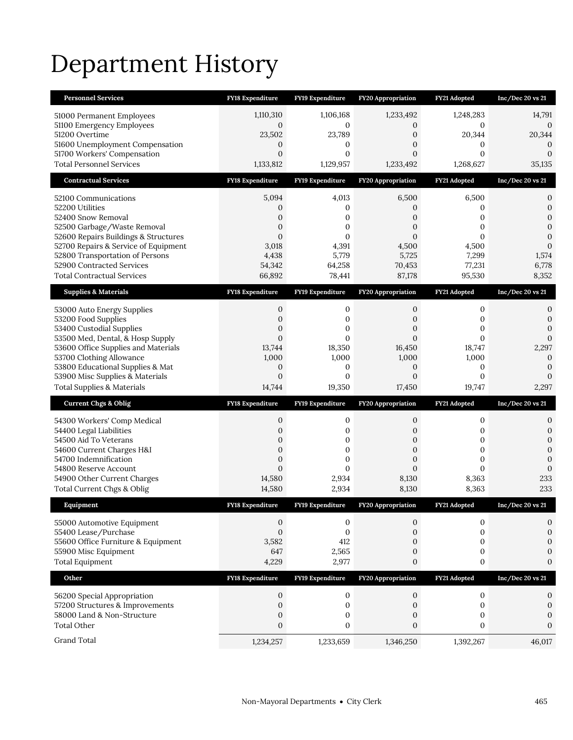# Department History

| Personnel Services | FY18 Expenditure | FY19 Expenditure | FY20 Appropriation | FY21 Adopted | Inc/Dec 20 vs 21 |
|---|---|---|---|---|---|
| 51000 Permanent Employees | 1,110,310 | 1,106,168 | 1,233,492 | 1,248,283 | 14,791 |
| 51100 Emergency Employees | 0 | 0 | 0 | 0 | 0 |
| 51200 Overtime | 23,502 | 23,789 | 0 | 20,344 | 20,344 |
| 51600 Unemployment Compensation | 0 | 0 | 0 | 0 | 0 |
| 51700 Workers' Compensation | 0 | 0 | 0 | 0 | 0 |
| Total Personnel Services | 1,133,812 | 1,129,957 | 1,233,492 | 1,268,627 | 35,135 |
| **Contractual Services** | **FY18 Expenditure** | **FY19 Expenditure** | **FY20 Appropriation** | **FY21 Adopted** | **Inc/Dec 20 vs 21** |
| 52100 Communications | 5,094 | 4,013 | 6,500 | 6,500 | 0 |
| 52200 Utilities | 0 | 0 | 0 | 0 | 0 |
| 52400 Snow Removal | 0 | 0 | 0 | 0 | 0 |
| 52500 Garbage/Waste Removal | 0 | 0 | 0 | 0 | 0 |
| 52600 Repairs Buildings & Structures | 0 | 0 | 0 | 0 | 0 |
| 52700 Repairs & Service of Equipment | 3,018 | 4,391 | 4,500 | 4,500 | 0 |
| 52800 Transportation of Persons | 4,438 | 5,779 | 5,725 | 7,299 | 1,574 |
| 52900 Contracted Services | 54,342 | 64,258 | 70,453 | 77,231 | 6,778 |
| Total Contractual Services | 66,892 | 78,441 | 87,178 | 95,530 | 8,352 |
| **Supplies & Materials** | **FY18 Expenditure** | **FY19 Expenditure** | **FY20 Appropriation** | **FY21 Adopted** | **Inc/Dec 20 vs 21** |
| 53000 Auto Energy Supplies | 0 | 0 | 0 | 0 | 0 |
| 53200 Food Supplies | 0 | 0 | 0 | 0 | 0 |
| 53400 Custodial Supplies | 0 | 0 | 0 | 0 | 0 |
| 53500 Med, Dental, & Hosp Supply | 0 | 0 | 0 | 0 | 0 |
| 53600 Office Supplies and Materials | 13,744 | 18,350 | 16,450 | 18,747 | 2,297 |
| 53700 Clothing Allowance | 1,000 | 1,000 | 1,000 | 1,000 | 0 |
| 53800 Educational Supplies & Mat | 0 | 0 | 0 | 0 | 0 |
| 53900 Misc Supplies & Materials | 0 | 0 | 0 | 0 | 0 |
| Total Supplies & Materials | 14,744 | 19,350 | 17,450 | 19,747 | 2,297 |
| **Current Chgs & Oblig** | **FY18 Expenditure** | **FY19 Expenditure** | **FY20 Appropriation** | **FY21 Adopted** | **Inc/Dec 20 vs 21** |
| 54300 Workers' Comp Medical | 0 | 0 | 0 | 0 | 0 |
| 54400 Legal Liabilities | 0 | 0 | 0 | 0 | 0 |
| 54500 Aid To Veterans | 0 | 0 | 0 | 0 | 0 |
| 54600 Current Charges H&I | 0 | 0 | 0 | 0 | 0 |
| 54700 Indemnification | 0 | 0 | 0 | 0 | 0 |
| 54800 Reserve Account | 0 | 0 | 0 | 0 | 0 |
| 54900 Other Current Charges | 14,580 | 2,934 | 8,130 | 8,363 | 233 |
| Total Current Chgs & Oblig | 14,580 | 2,934 | 8,130 | 8,363 | 233 |
| **Equipment** | **FY18 Expenditure** | **FY19 Expenditure** | **FY20 Appropriation** | **FY21 Adopted** | **Inc/Dec 20 vs 21** |
| 55000 Automotive Equipment | 0 | 0 | 0 | 0 | 0 |
| 55400 Lease/Purchase | 0 | 0 | 0 | 0 | 0 |
| 55600 Office Furniture & Equipment | 3,582 | 412 | 0 | 0 | 0 |
| 55900 Misc Equipment | 647 | 2,565 | 0 | 0 | 0 |
| Total Equipment | 4,229 | 2,977 | 0 | 0 | 0 |
| **Other** | **FY18 Expenditure** | **FY19 Expenditure** | **FY20 Appropriation** | **FY21 Adopted** | **Inc/Dec 20 vs 21** |
| 56200 Special Appropriation | 0 | 0 | 0 | 0 | 0 |
| 57200 Structures & Improvements | 0 | 0 | 0 | 0 | 0 |
| 58000 Land & Non-Structure | 0 | 0 | 0 | 0 | 0 |
| Total Other | 0 | 0 | 0 | 0 | 0 |
| Grand Total | 1,234,257 | 1,233,659 | 1,346,250 | 1,392,267 | 46,017 |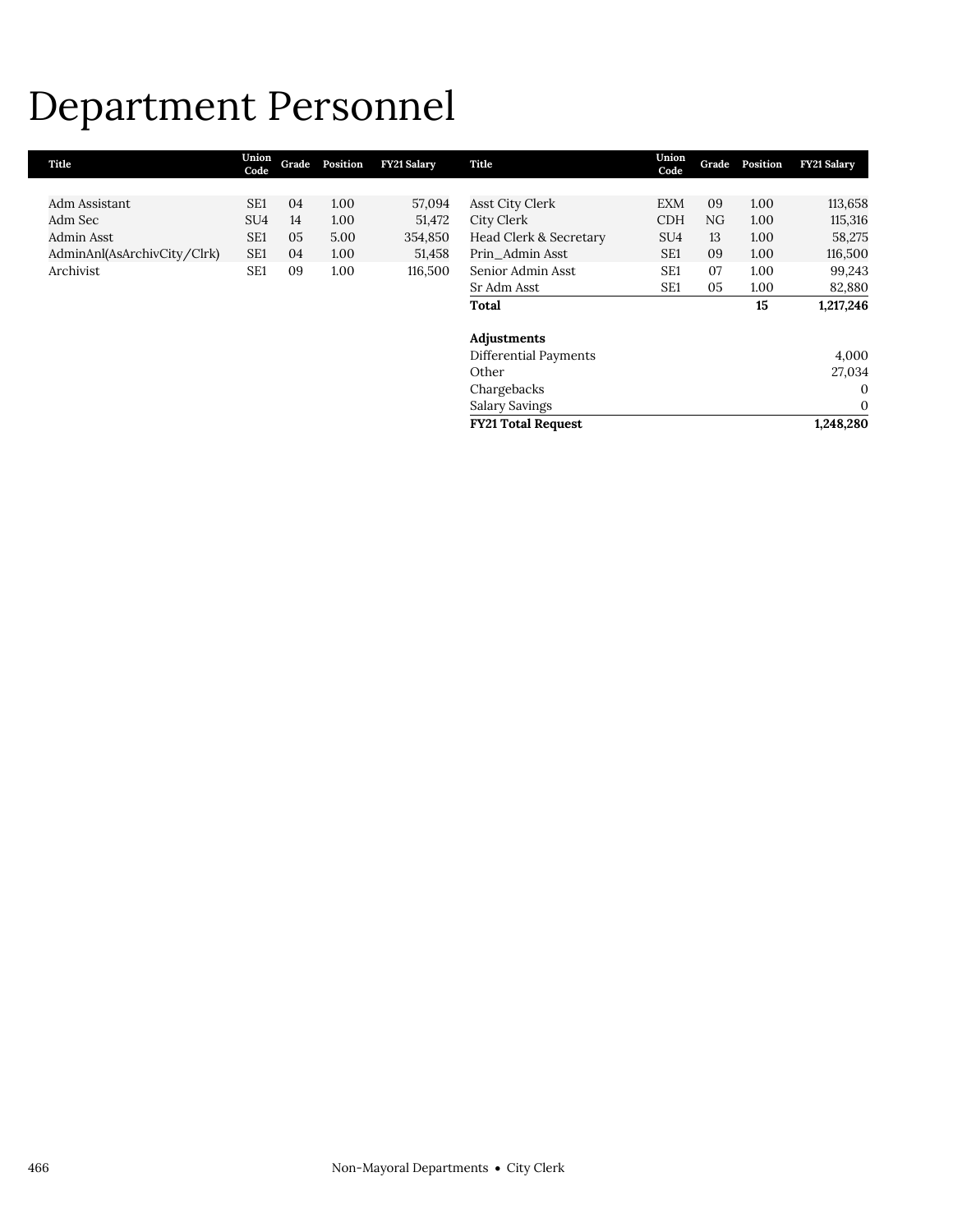# Department Personnel

| Title | Union Code | Grade | Position | FY21 Salary |
|---|---|---|---|---|
| Adm Assistant | SE1 | 04 | 1.00 | 57,094 |
| Adm Sec | SU4 | 14 | 1.00 | 51,472 |
| Admin Asst | SE1 | 05 | 5.00 | 354,850 |
| AdminAnl(AsArchivCity/Clrk) | SE1 | 04 | 1.00 | 51,458 |
| Archivist | SE1 | 09 | 1.00 | 116,500 |
| Asst City Clerk | EXM | 09 | 1.00 | 113,658 |
| City Clerk | CDH | NG | 1.00 | 115,316 |
| Head Clerk & Secretary | SU4 | 13 | 1.00 | 58,275 |
| Prin_Admin Asst | SE1 | 09 | 1.00 | 116,500 |
| Senior Admin Asst | SE1 | 07 | 1.00 | 99,243 |
| Sr Adm Asst | SE1 | 05 | 1.00 | 82,880 |
| **Total** | | | **15** | **1,217,246** |

| **Adjustments** | |
|---|---|
| Differential Payments | 4,000 |
| Other | 27,034 |
| Chargebacks | 0 |
| Salary Savings | 0 |
| **FY21 Total Request** | **1,248,280** |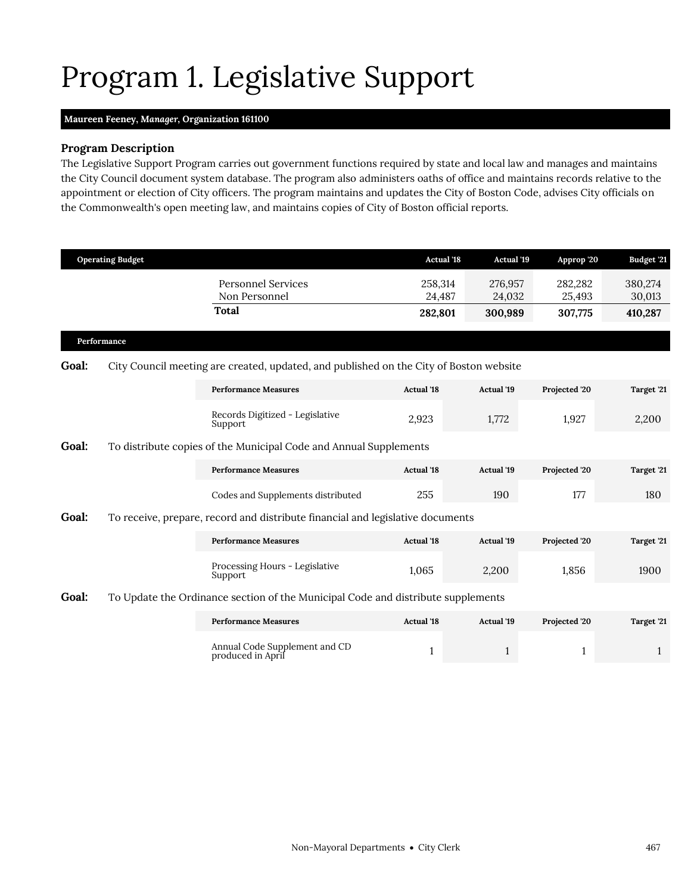# Program 1. Legislative Support

**Maureen Feeney, *Manager*, Organization 161100**

### Program Description

The Legislative Support Program carries out government functions required by state and local law and manages and maintains the City Council document system database. The program also administers oaths of office and maintains records relative to the appointment or election of City officers. The program maintains and updates the City of Boston Code, advises City officials on the Commonwealth's open meeting law, and maintains copies of City of Boston official reports.

| Operating Budget | Actual '18 | Actual '19 | Approp '20 | Budget '21 |
|---|---|---|---|---|
| Personnel Services | 258,314 | 276,957 | 282,282 | 380,274 |
| Non Personnel | 24,487 | 24,032 | 25,493 | 30,013 |
| **Total** | **282,801** | **300,989** | **307,775** | **410,287** |

### Performance

**Goal:** City Council meeting are created, updated, and published on the City of Boston website

| Performance Measures | Actual '18 | Actual '19 | Projected '20 | Target '21 |
|---|---|---|---|---|
| Records Digitized - Legislative Support | 2,923 | 1,772 | 1,927 | 2,200 |

**Goal:** To distribute copies of the Municipal Code and Annual Supplements

| Performance Measures | Actual '18 | Actual '19 | Projected '20 | Target '21 |
|---|---|---|---|---|
| Codes and Supplements distributed | 255 | 190 | 177 | 180 |

**Goal:** To receive, prepare, record and distribute financial and legislative documents

| Performance Measures | Actual '18 | Actual '19 | Projected '20 | Target '21 |
|---|---|---|---|---|
| Processing Hours - Legislative Support | 1,065 | 2,200 | 1,856 | 1900 |

**Goal:** To Update the Ordinance section of the Municipal Code and distribute supplements

| Performance Measures | Actual '18 | Actual '19 | Projected '20 | Target '21 |
|---|---|---|---|---|
| Annual Code Supplement and CD produced in April | 1 | 1 | 1 | 1 |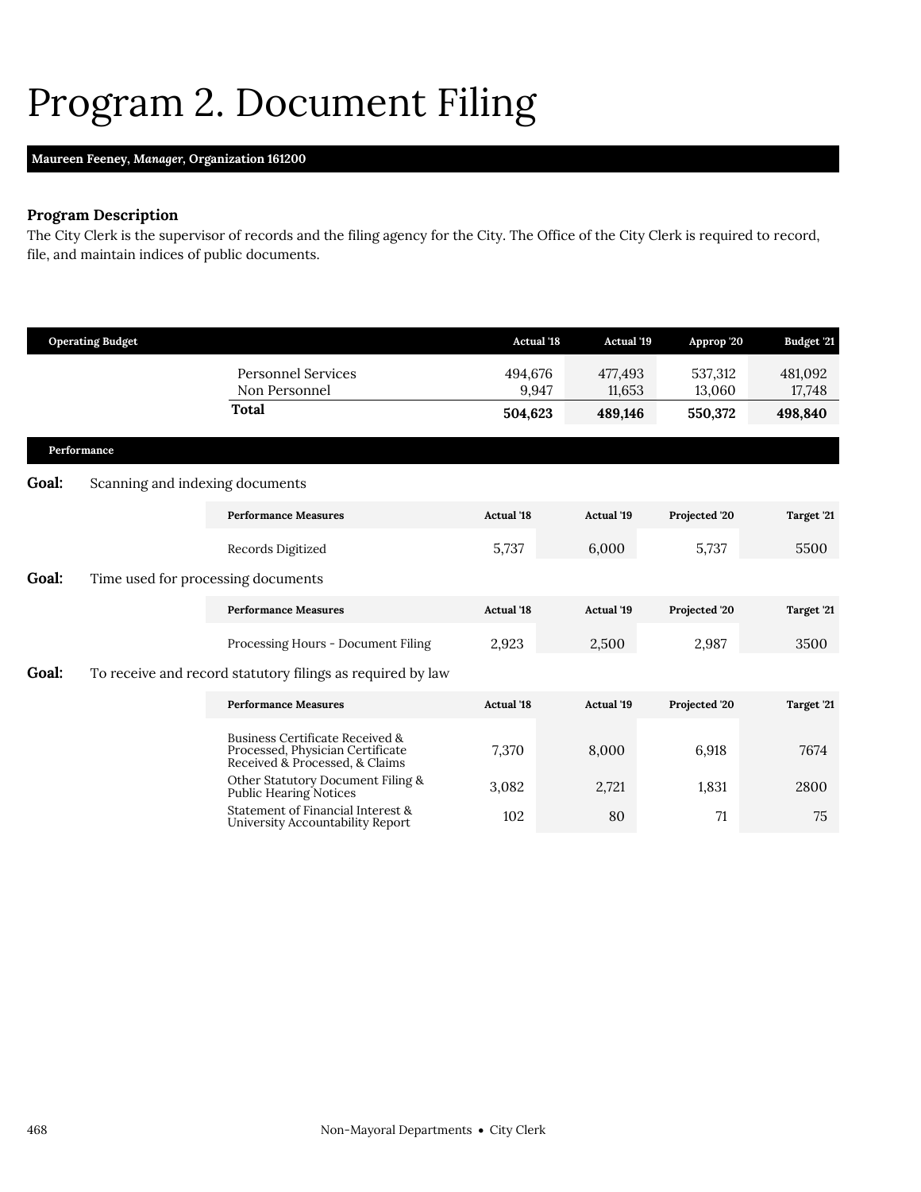# Program 2. Document Filing

**Maureen Feeney, *Manager*, Organization 161200**

### Program Description

The City Clerk is the supervisor of records and the filing agency for the City. The Office of the City Clerk is required to record, file, and maintain indices of public documents.

| Operating Budget | Actual '18 | Actual '19 | Approp '20 | Budget '21 |
|---|---|---|---|---|
| Personnel Services | 494,676 | 477,493 | 537,312 | 481,092 |
| Non Personnel | 9,947 | 11,653 | 13,060 | 17,748 |
| **Total** | **504,623** | **489,146** | **550,372** | **498,840** |

### Performance

**Goal:** Scanning and indexing documents

| Performance Measures | Actual '18 | Actual '19 | Projected '20 | Target '21 |
|---|---|---|---|---|
| Records Digitized | 5,737 | 6,000 | 5,737 | 5500 |

**Goal:** Time used for processing documents

| Performance Measures | Actual '18 | Actual '19 | Projected '20 | Target '21 |
|---|---|---|---|---|
| Processing Hours - Document Filing | 2,923 | 2,500 | 2,987 | 3500 |

**Goal:** To receive and record statutory filings as required by law

| Performance Measures | Actual '18 | Actual '19 | Projected '20 | Target '21 |
|---|---|---|---|---|
| Business Certificate Received & Processed, Physician Certificate Received & Processed, & Claims | 7,370 | 8,000 | 6,918 | 7674 |
| Other Statutory Document Filing & Public Hearing Notices | 3,082 | 2,721 | 1,831 | 2800 |
| Statement of Financial Interest & University Accountability Report | 102 | 80 | 71 | 75 |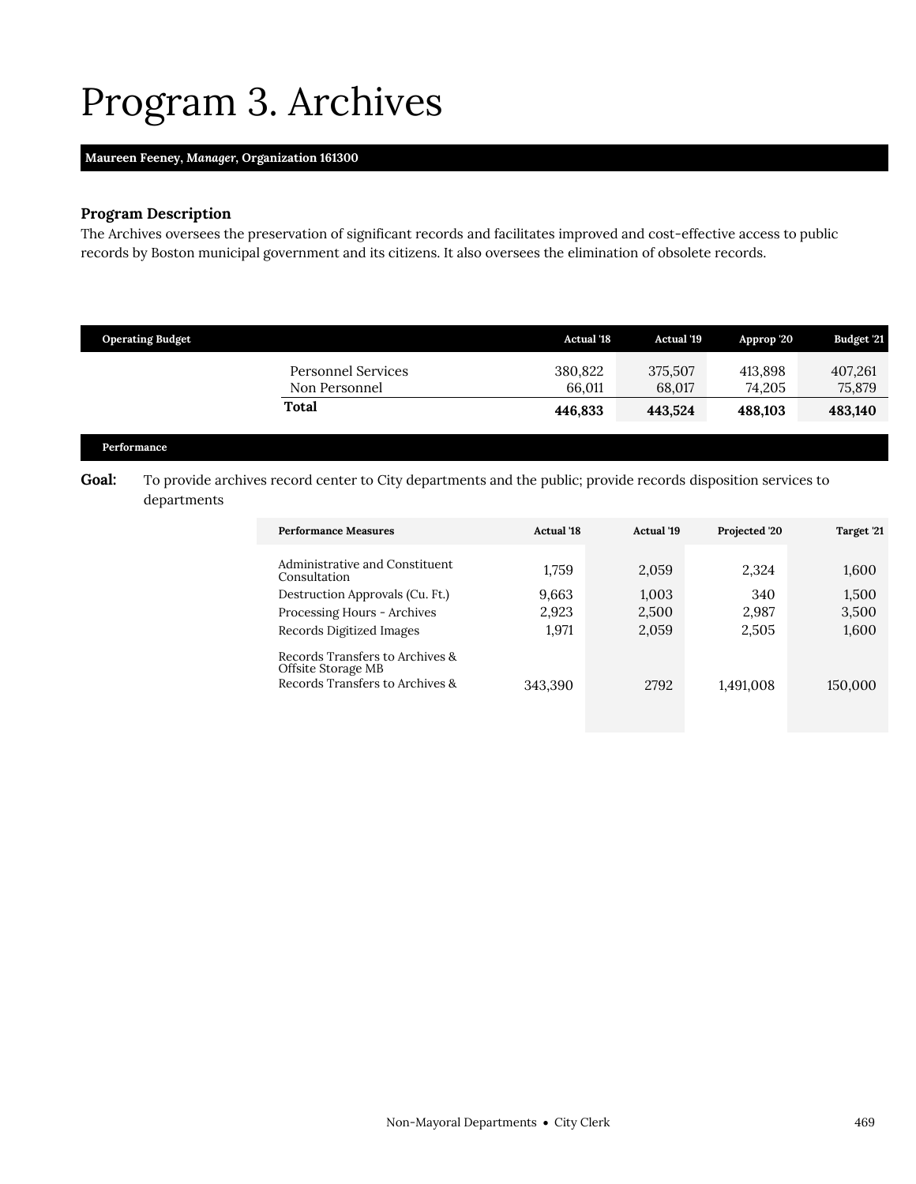# Program 3. Archives

**Maureen Feeney, *Manager*, Organization 161300**

### Program Description

The Archives oversees the preservation of significant records and facilitates improved and cost-effective access to public records by Boston municipal government and its citizens. It also oversees the elimination of obsolete records.

| Operating Budget | Actual '18 | Actual '19 | Approp '20 | Budget '21 |
|---|---|---|---|---|
| Personnel Services | 380,822 | 375,507 | 413,898 | 407,261 |
| Non Personnel | 66,011 | 68,017 | 74,205 | 75,879 |
| **Total** | **446,833** | **443,524** | **488,103** | **483,140** |

### Performance

**Goal:** To provide archives record center to City departments and the public; provide records disposition services to departments

| Performance Measures | Actual '18 | Actual '19 | Projected '20 | Target '21 |
|---|---|---|---|---|
| Administrative and Constituent Consultation | 1,759 | 2,059 | 2,324 | 1,600 |
| Destruction Approvals (Cu. Ft.) | 9,663 | 1,003 | 340 | 1,500 |
| Processing Hours - Archives | 2,923 | 2,500 | 2,987 | 3,500 |
| Records Digitized Images | 1,971 | 2,059 | 2,505 | 1,600 |
| Records Transfers to Archives & Offsite Storage MB | | | | |
| Records Transfers to Archives & | 343,390 | 2792 | 1,491,008 | 150,000 |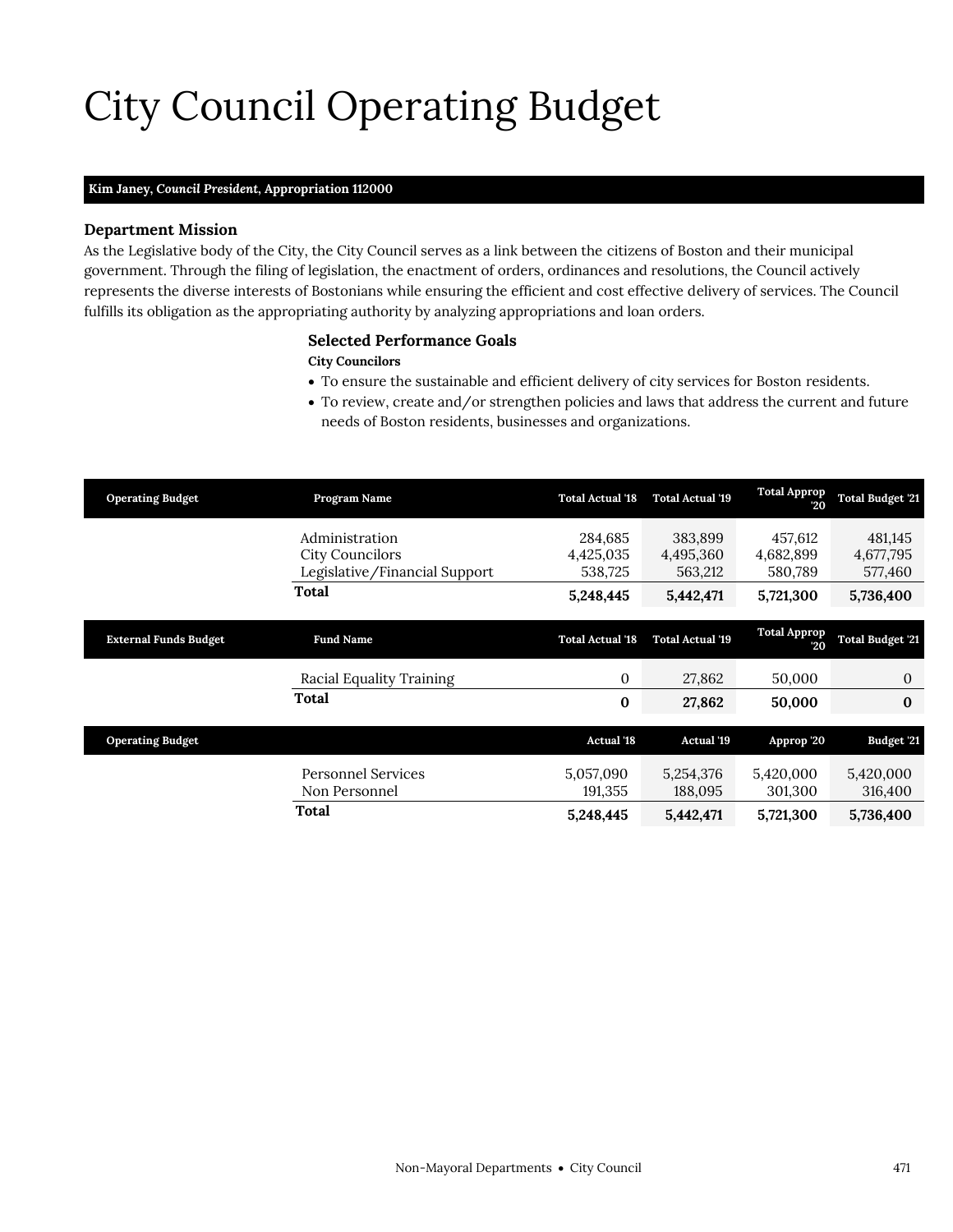# City Council Operating Budget

**Kim Janey, *Council President*, Appropriation 112000**

### Department Mission

As the Legislative body of the City, the City Council serves as a link between the citizens of Boston and their municipal government. Through the filing of legislation, the enactment of orders, ordinances and resolutions, the Council actively represents the diverse interests of Bostonians while ensuring the efficient and cost effective delivery of services. The Council fulfills its obligation as the appropriating authority by analyzing appropriations and loan orders.

### Selected Performance Goals

**City Councilors**

- To ensure the sustainable and efficient delivery of city services for Boston residents.
- To review, create and/or strengthen policies and laws that address the current and future needs of Boston residents, businesses and organizations.

| Operating Budget | Program Name | Total Actual '18 | Total Actual '19 | Total Approp '20 | Total Budget '21 |
|---|---|---|---|---|---|
| | Administration | 284,685 | 383,899 | 457,612 | 481,145 |
| | City Councilors | 4,425,035 | 4,495,360 | 4,682,899 | 4,677,795 |
| | Legislative/Financial Support | 538,725 | 563,212 | 580,789 | 577,460 |
| | **Total** | **5,248,445** | **5,442,471** | **5,721,300** | **5,736,400** |

| External Funds Budget | Fund Name | Total Actual '18 | Total Actual '19 | Total Approp '20 | Total Budget '21 |
|---|---|---|---|---|---|
| | Racial Equality Training | 0 | 27,862 | 50,000 | 0 |
| | **Total** | **0** | **27,862** | **50,000** | **0** |

| Operating Budget | | Actual '18 | Actual '19 | Approp '20 | Budget '21 |
|---|---|---|---|---|---|
| | Personnel Services | 5,057,090 | 5,254,376 | 5,420,000 | 5,420,000 |
| | Non Personnel | 191,355 | 188,095 | 301,300 | 316,400 |
| | **Total** | **5,248,445** | **5,442,471** | **5,721,300** | **5,736,400** |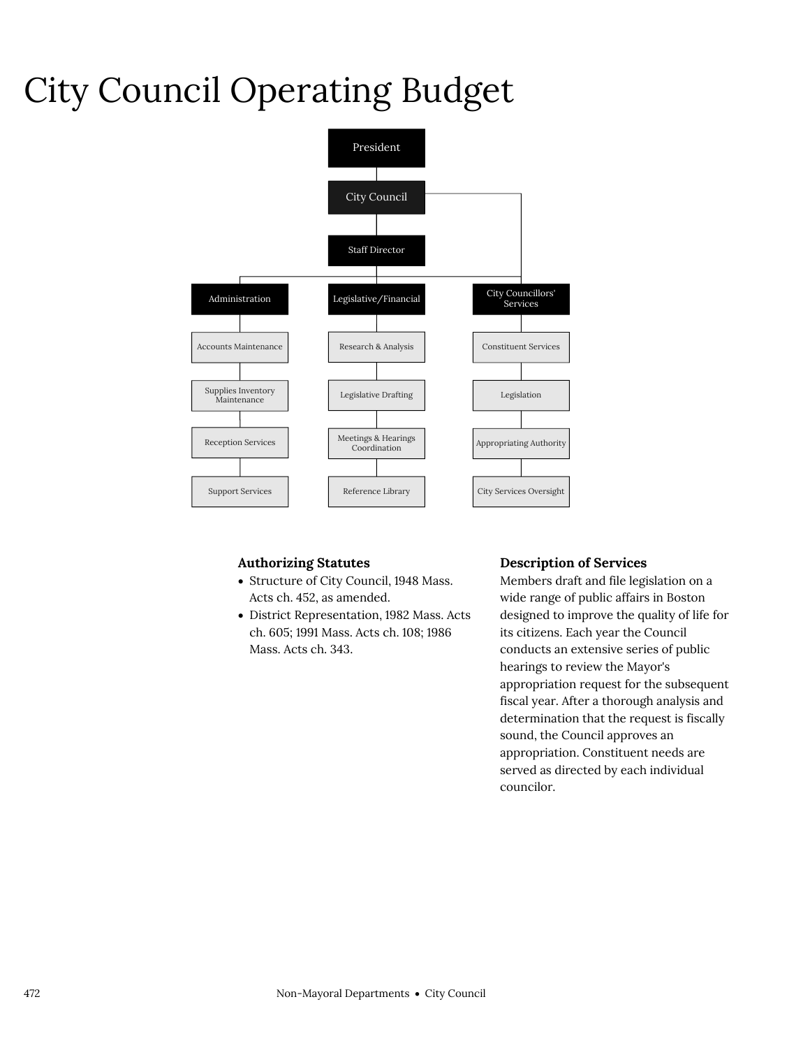# City Council Operating Budget

- President
  - City Council
    - Staff Director
      - Administration
        - Accounts Maintenance
        - Supplies Inventory Maintenance
        - Reception Services
        - Support Services
      - Legislative/Financial
        - Research & Analysis
        - Legislative Drafting
        - Meetings & Hearings Coordination
        - Reference Library
    - City Councillors' Services
      - Constituent Services
      - Legislation
      - Appropriating Authority
      - City Services Oversight

### Authorizing Statutes

- Structure of City Council, 1948 Mass. Acts ch. 452, as amended.
- District Representation, 1982 Mass. Acts ch. 605; 1991 Mass. Acts ch. 108; 1986 Mass. Acts ch. 343.

### Description of Services

Members draft and file legislation on a wide range of public affairs in Boston designed to improve the quality of life for its citizens. Each year the Council conducts an extensive series of public hearings to review the Mayor's appropriation request for the subsequent fiscal year. After a thorough analysis and determination that the request is fiscally sound, the Council approves an appropriation. Constituent needs are served as directed by each individual councilor.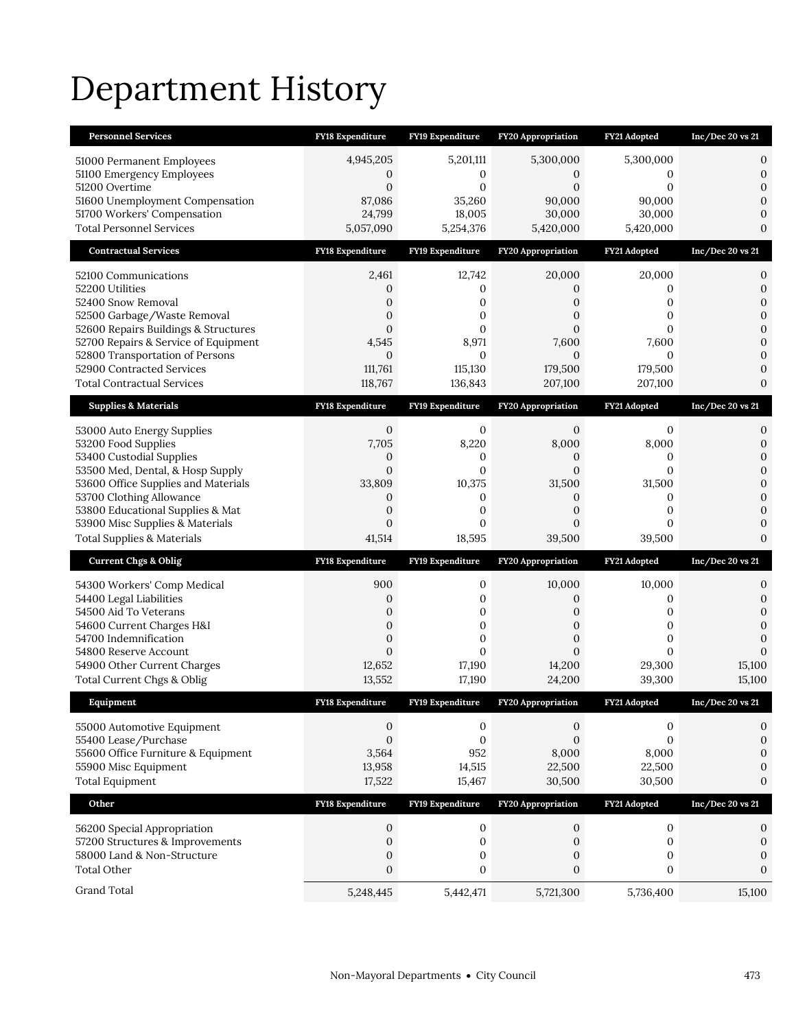# Department History

| Personnel Services | FY18 Expenditure | FY19 Expenditure | FY20 Appropriation | FY21 Adopted | Inc/Dec 20 vs 21 |
|---|---|---|---|---|---|
| 51000 Permanent Employees | 4,945,205 | 5,201,111 | 5,300,000 | 5,300,000 | 0 |
| 51100 Emergency Employees | 0 | 0 | 0 | 0 | 0 |
| 51200 Overtime | 0 | 0 | 0 | 0 | 0 |
| 51600 Unemployment Compensation | 87,086 | 35,260 | 90,000 | 90,000 | 0 |
| 51700 Workers' Compensation | 24,799 | 18,005 | 30,000 | 30,000 | 0 |
| Total Personnel Services | 5,057,090 | 5,254,376 | 5,420,000 | 5,420,000 | 0 |

| Contractual Services | FY18 Expenditure | FY19 Expenditure | FY20 Appropriation | FY21 Adopted | Inc/Dec 20 vs 21 |
|---|---|---|---|---|---|
| 52100 Communications | 2,461 | 12,742 | 20,000 | 20,000 | 0 |
| 52200 Utilities | 0 | 0 | 0 | 0 | 0 |
| 52400 Snow Removal | 0 | 0 | 0 | 0 | 0 |
| 52500 Garbage/Waste Removal | 0 | 0 | 0 | 0 | 0 |
| 52600 Repairs Buildings & Structures | 0 | 0 | 0 | 0 | 0 |
| 52700 Repairs & Service of Equipment | 4,545 | 8,971 | 7,600 | 7,600 | 0 |
| 52800 Transportation of Persons | 0 | 0 | 0 | 0 | 0 |
| 52900 Contracted Services | 111,761 | 115,130 | 179,500 | 179,500 | 0 |
| Total Contractual Services | 118,767 | 136,843 | 207,100 | 207,100 | 0 |

| Supplies & Materials | FY18 Expenditure | FY19 Expenditure | FY20 Appropriation | FY21 Adopted | Inc/Dec 20 vs 21 |
|---|---|---|---|---|---|
| 53000 Auto Energy Supplies | 0 | 0 | 0 | 0 | 0 |
| 53200 Food Supplies | 7,705 | 8,220 | 8,000 | 8,000 | 0 |
| 53400 Custodial Supplies | 0 | 0 | 0 | 0 | 0 |
| 53500 Med, Dental, & Hosp Supply | 0 | 0 | 0 | 0 | 0 |
| 53600 Office Supplies and Materials | 33,809 | 10,375 | 31,500 | 31,500 | 0 |
| 53700 Clothing Allowance | 0 | 0 | 0 | 0 | 0 |
| 53800 Educational Supplies & Mat | 0 | 0 | 0 | 0 | 0 |
| 53900 Misc Supplies & Materials | 0 | 0 | 0 | 0 | 0 |
| Total Supplies & Materials | 41,514 | 18,595 | 39,500 | 39,500 | 0 |

| Current Chgs & Oblig | FY18 Expenditure | FY19 Expenditure | FY20 Appropriation | FY21 Adopted | Inc/Dec 20 vs 21 |
|---|---|---|---|---|---|
| 54300 Workers' Comp Medical | 900 | 0 | 10,000 | 10,000 | 0 |
| 54400 Legal Liabilities | 0 | 0 | 0 | 0 | 0 |
| 54500 Aid To Veterans | 0 | 0 | 0 | 0 | 0 |
| 54600 Current Charges H&I | 0 | 0 | 0 | 0 | 0 |
| 54700 Indemnification | 0 | 0 | 0 | 0 | 0 |
| 54800 Reserve Account | 0 | 0 | 0 | 0 | 0 |
| 54900 Other Current Charges | 12,652 | 17,190 | 14,200 | 29,300 | 15,100 |
| Total Current Chgs & Oblig | 13,552 | 17,190 | 24,200 | 39,300 | 15,100 |

| Equipment | FY18 Expenditure | FY19 Expenditure | FY20 Appropriation | FY21 Adopted | Inc/Dec 20 vs 21 |
|---|---|---|---|---|---|
| 55000 Automotive Equipment | 0 | 0 | 0 | 0 | 0 |
| 55400 Lease/Purchase | 0 | 0 | 0 | 0 | 0 |
| 55600 Office Furniture & Equipment | 3,564 | 952 | 8,000 | 8,000 | 0 |
| 55900 Misc Equipment | 13,958 | 14,515 | 22,500 | 22,500 | 0 |
| Total Equipment | 17,522 | 15,467 | 30,500 | 30,500 | 0 |

| Other | FY18 Expenditure | FY19 Expenditure | FY20 Appropriation | FY21 Adopted | Inc/Dec 20 vs 21 |
|---|---|---|---|---|---|
| 56200 Special Appropriation | 0 | 0 | 0 | 0 | 0 |
| 57200 Structures & Improvements | 0 | 0 | 0 | 0 | 0 |
| 58000 Land & Non-Structure | 0 | 0 | 0 | 0 | 0 |
| Total Other | 0 | 0 | 0 | 0 | 0 |
| Grand Total | 5,248,445 | 5,442,471 | 5,721,300 | 5,736,400 | 15,100 |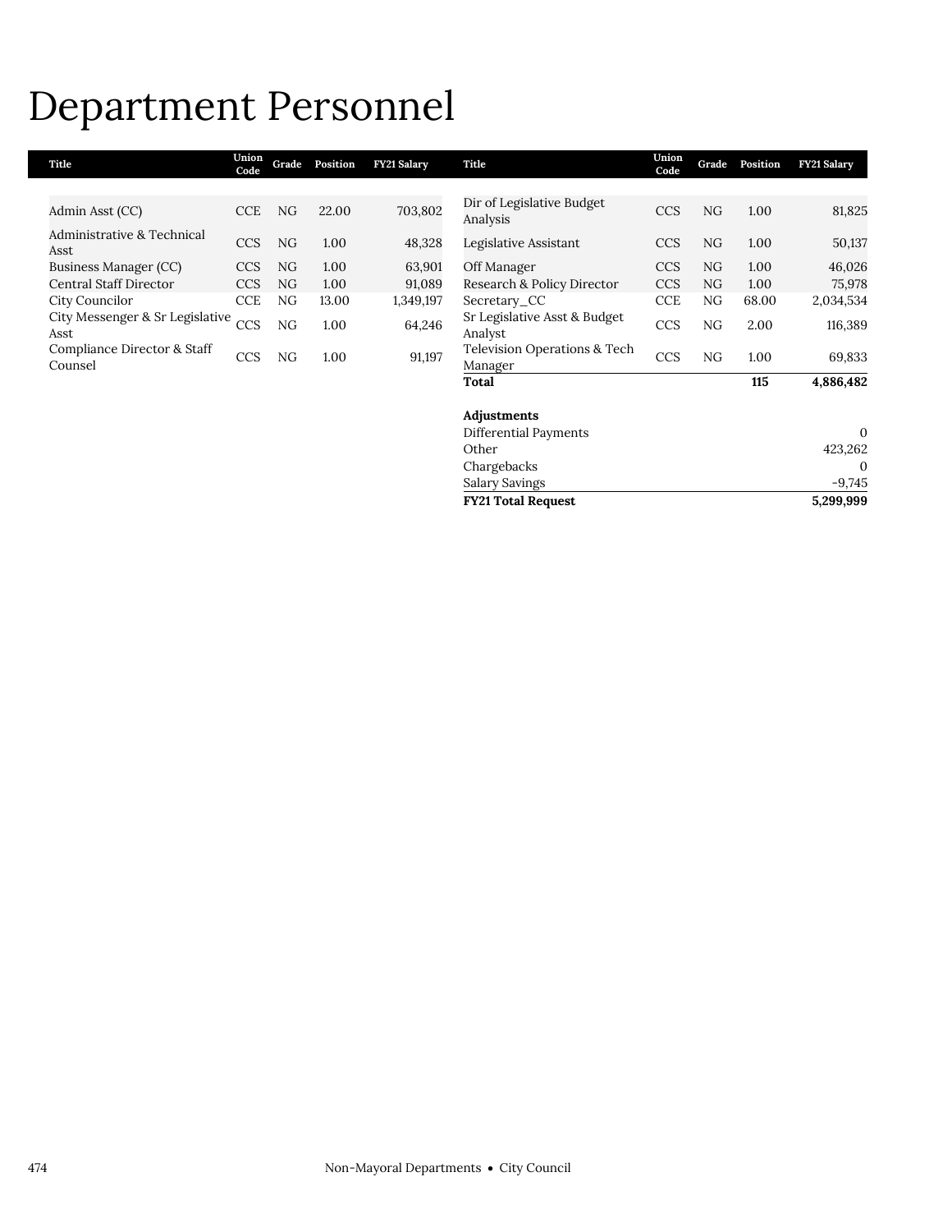# Department Personnel

| Title | Union Code | Grade | Position | FY21 Salary |
|---|---|---|---|---|
| Admin Asst (CC) | CCE | NG | 22.00 | 703,802 |
| Administrative & Technical Asst | CCS | NG | 1.00 | 48,328 |
| Business Manager (CC) | CCS | NG | 1.00 | 63,901 |
| Central Staff Director | CCS | NG | 1.00 | 91,089 |
| City Councilor | CCE | NG | 13.00 | 1,349,197 |
| City Messenger & Sr Legislative Asst | CCS | NG | 1.00 | 64,246 |
| Compliance Director & Staff Counsel | CCS | NG | 1.00 | 91,197 |
| Dir of Legislative Budget Analysis | CCS | NG | 1.00 | 81,825 |
| Legislative Assistant | CCS | NG | 1.00 | 50,137 |
| Off Manager | CCS | NG | 1.00 | 46,026 |
| Research & Policy Director | CCS | NG | 1.00 | 75,978 |
| Secretary_CC | CCE | NG | 68.00 | 2,034,534 |
| Sr Legislative Asst & Budget Analyst | CCS | NG | 2.00 | 116,389 |
| Television Operations & Tech Manager | CCS | NG | 1.00 | 69,833 |
| **Total** | | | **115** | **4,886,482** |

| Adjustments | |
|---|---|
| Differential Payments | 0 |
| Other | 423,262 |
| Chargebacks | 0 |
| Salary Savings | -9,745 |
| **FY21 Total Request** | **5,299,999** |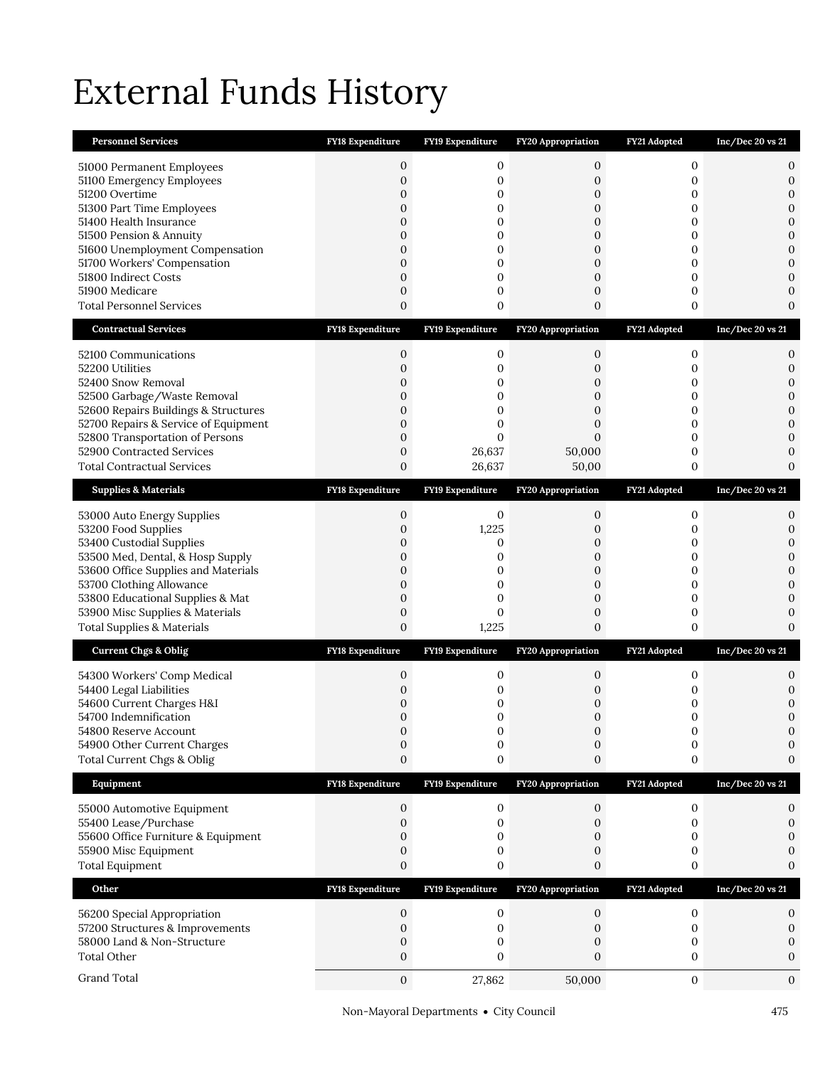# External Funds History

| Personnel Services | FY18 Expenditure | FY19 Expenditure | FY20 Appropriation | FY21 Adopted | Inc/Dec 20 vs 21 |
|---|---|---|---|---|---|
| 51000 Permanent Employees | 0 | 0 | 0 | 0 | 0 |
| 51100 Emergency Employees | 0 | 0 | 0 | 0 | 0 |
| 51200 Overtime | 0 | 0 | 0 | 0 | 0 |
| 51300 Part Time Employees | 0 | 0 | 0 | 0 | 0 |
| 51400 Health Insurance | 0 | 0 | 0 | 0 | 0 |
| 51500 Pension & Annuity | 0 | 0 | 0 | 0 | 0 |
| 51600 Unemployment Compensation | 0 | 0 | 0 | 0 | 0 |
| 51700 Workers' Compensation | 0 | 0 | 0 | 0 | 0 |
| 51800 Indirect Costs | 0 | 0 | 0 | 0 | 0 |
| 51900 Medicare | 0 | 0 | 0 | 0 | 0 |
| Total Personnel Services | 0 | 0 | 0 | 0 | 0 |

| Contractual Services | FY18 Expenditure | FY19 Expenditure | FY20 Appropriation | FY21 Adopted | Inc/Dec 20 vs 21 |
|---|---|---|---|---|---|
| 52100 Communications | 0 | 0 | 0 | 0 | 0 |
| 52200 Utilities | 0 | 0 | 0 | 0 | 0 |
| 52400 Snow Removal | 0 | 0 | 0 | 0 | 0 |
| 52500 Garbage/Waste Removal | 0 | 0 | 0 | 0 | 0 |
| 52600 Repairs Buildings & Structures | 0 | 0 | 0 | 0 | 0 |
| 52700 Repairs & Service of Equipment | 0 | 0 | 0 | 0 | 0 |
| 52800 Transportation of Persons | 0 | 0 | 0 | 0 | 0 |
| 52900 Contracted Services | 0 | 26,637 | 50,000 | 0 | 0 |
| Total Contractual Services | 0 | 26,637 | 50,00 | 0 | 0 |

| Supplies & Materials | FY18 Expenditure | FY19 Expenditure | FY20 Appropriation | FY21 Adopted | Inc/Dec 20 vs 21 |
|---|---|---|---|---|---|
| 53000 Auto Energy Supplies | 0 | 0 | 0 | 0 | 0 |
| 53200 Food Supplies | 0 | 1,225 | 0 | 0 | 0 |
| 53400 Custodial Supplies | 0 | 0 | 0 | 0 | 0 |
| 53500 Med, Dental, & Hosp Supply | 0 | 0 | 0 | 0 | 0 |
| 53600 Office Supplies and Materials | 0 | 0 | 0 | 0 | 0 |
| 53700 Clothing Allowance | 0 | 0 | 0 | 0 | 0 |
| 53800 Educational Supplies & Mat | 0 | 0 | 0 | 0 | 0 |
| 53900 Misc Supplies & Materials | 0 | 0 | 0 | 0 | 0 |
| Total Supplies & Materials | 0 | 1,225 | 0 | 0 | 0 |

| Current Chgs & Oblig | FY18 Expenditure | FY19 Expenditure | FY20 Appropriation | FY21 Adopted | Inc/Dec 20 vs 21 |
|---|---|---|---|---|---|
| 54300 Workers' Comp Medical | 0 | 0 | 0 | 0 | 0 |
| 54400 Legal Liabilities | 0 | 0 | 0 | 0 | 0 |
| 54600 Current Charges H&I | 0 | 0 | 0 | 0 | 0 |
| 54700 Indemnification | 0 | 0 | 0 | 0 | 0 |
| 54800 Reserve Account | 0 | 0 | 0 | 0 | 0 |
| 54900 Other Current Charges | 0 | 0 | 0 | 0 | 0 |
| Total Current Chgs & Oblig | 0 | 0 | 0 | 0 | 0 |

| Equipment | FY18 Expenditure | FY19 Expenditure | FY20 Appropriation | FY21 Adopted | Inc/Dec 20 vs 21 |
|---|---|---|---|---|---|
| 55000 Automotive Equipment | 0 | 0 | 0 | 0 | 0 |
| 55400 Lease/Purchase | 0 | 0 | 0 | 0 | 0 |
| 55600 Office Furniture & Equipment | 0 | 0 | 0 | 0 | 0 |
| 55900 Misc Equipment | 0 | 0 | 0 | 0 | 0 |
| Total Equipment | 0 | 0 | 0 | 0 | 0 |

| Other | FY18 Expenditure | FY19 Expenditure | FY20 Appropriation | FY21 Adopted | Inc/Dec 20 vs 21 |
|---|---|---|---|---|---|
| 56200 Special Appropriation | 0 | 0 | 0 | 0 | 0 |
| 57200 Structures & Improvements | 0 | 0 | 0 | 0 | 0 |
| 58000 Land & Non-Structure | 0 | 0 | 0 | 0 | 0 |
| Total Other | 0 | 0 | 0 | 0 | 0 |
| Grand Total | 0 | 27,862 | 50,000 | 0 | 0 |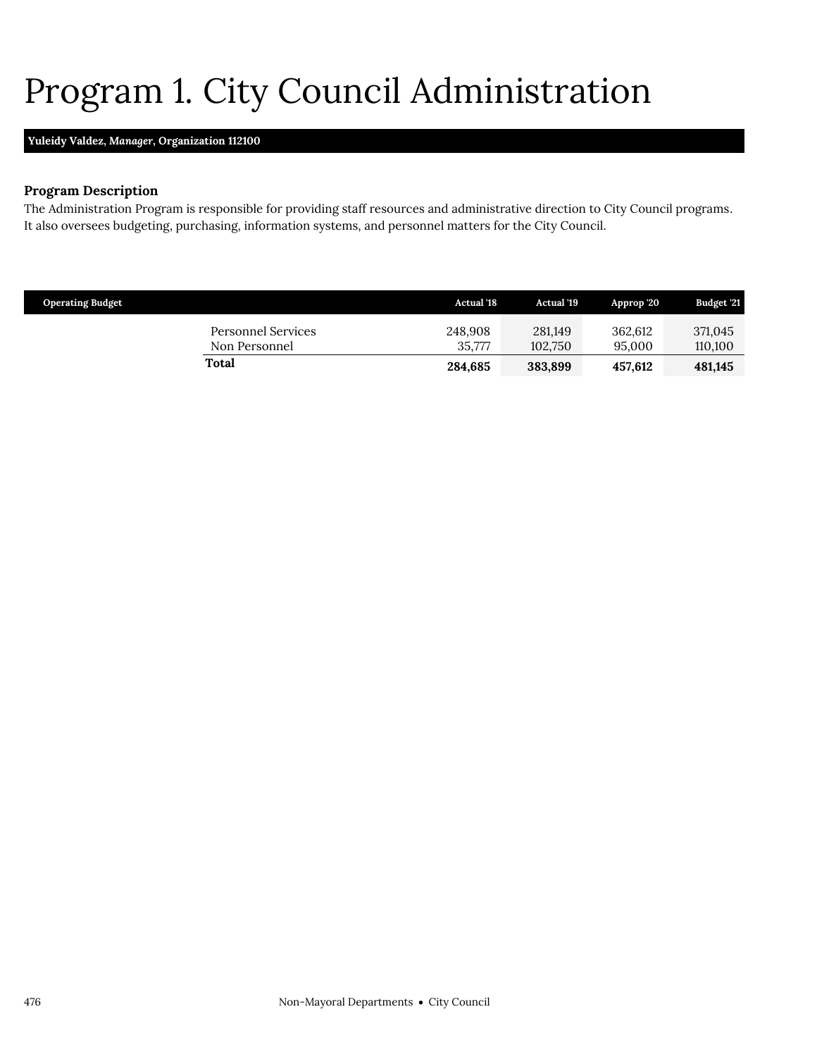# Program 1. City Council Administration

**Yuleidy Valdez, *Manager*, Organization 112100**

### Program Description

The Administration Program is responsible for providing staff resources and administrative direction to City Council programs. It also oversees budgeting, purchasing, information systems, and personnel matters for the City Council.

| Operating Budget | Actual '18 | Actual '19 | Approp '20 | Budget '21 |
|---|---|---|---|---|
| Personnel Services | 248,908 | 281,149 | 362,612 | 371,045 |
| Non Personnel | 35,777 | 102,750 | 95,000 | 110,100 |
| **Total** | **284,685** | **383,899** | **457,612** | **481,145** |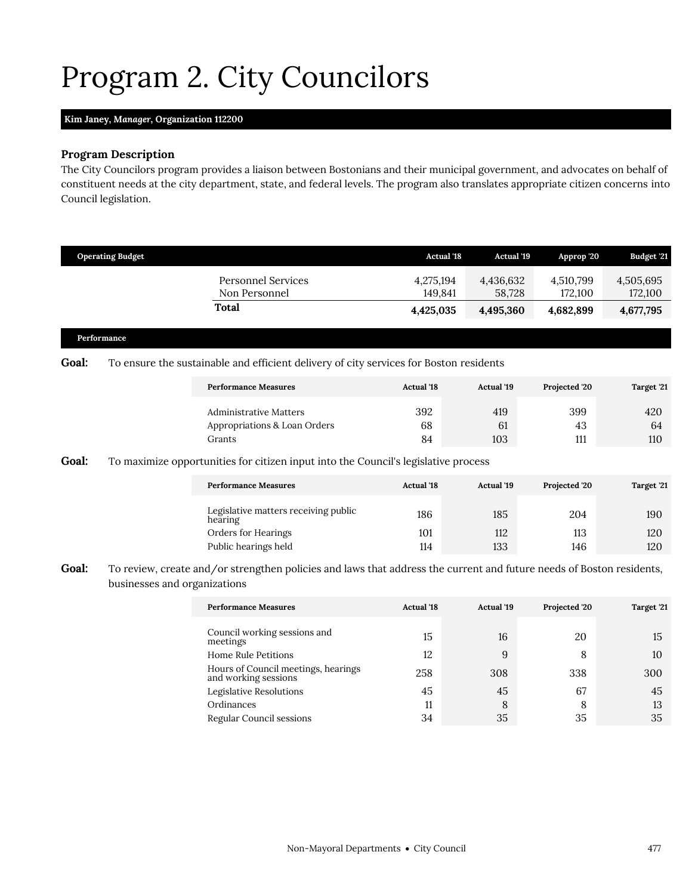# Program 2. City Councilors

**Kim Janey, *Manager*, Organization 112200**

### Program Description

The City Councilors program provides a liaison between Bostonians and their municipal government, and advocates on behalf of constituent needs at the city department, state, and federal levels. The program also translates appropriate citizen concerns into Council legislation.

| Operating Budget | Actual '18 | Actual '19 | Approp '20 | Budget '21 |
|---|---|---|---|---|
| Personnel Services | 4,275,194 | 4,436,632 | 4,510,799 | 4,505,695 |
| Non Personnel | 149,841 | 58,728 | 172,100 | 172,100 |
| **Total** | **4,425,035** | **4,495,360** | **4,682,899** | **4,677,795** |

### Performance

**Goal:** To ensure the sustainable and efficient delivery of city services for Boston residents

| Performance Measures | Actual '18 | Actual '19 | Projected '20 | Target '21 |
|---|---|---|---|---|
| Administrative Matters | 392 | 419 | 399 | 420 |
| Appropriations & Loan Orders | 68 | 61 | 43 | 64 |
| Grants | 84 | 103 | 111 | 110 |

**Goal:** To maximize opportunities for citizen input into the Council's legislative process

| Performance Measures | Actual '18 | Actual '19 | Projected '20 | Target '21 |
|---|---|---|---|---|
| Legislative matters receiving public hearing | 186 | 185 | 204 | 190 |
| Orders for Hearings | 101 | 112 | 113 | 120 |
| Public hearings held | 114 | 133 | 146 | 120 |

**Goal:** To review, create and/or strengthen policies and laws that address the current and future needs of Boston residents, businesses and organizations

| Performance Measures | Actual '18 | Actual '19 | Projected '20 | Target '21 |
|---|---|---|---|---|
| Council working sessions and meetings | 15 | 16 | 20 | 15 |
| Home Rule Petitions | 12 | 9 | 8 | 10 |
| Hours of Council meetings, hearings and working sessions | 258 | 308 | 338 | 300 |
| Legislative Resolutions | 45 | 45 | 67 | 45 |
| Ordinances | 11 | 8 | 8 | 13 |
| Regular Council sessions | 34 | 35 | 35 | 35 |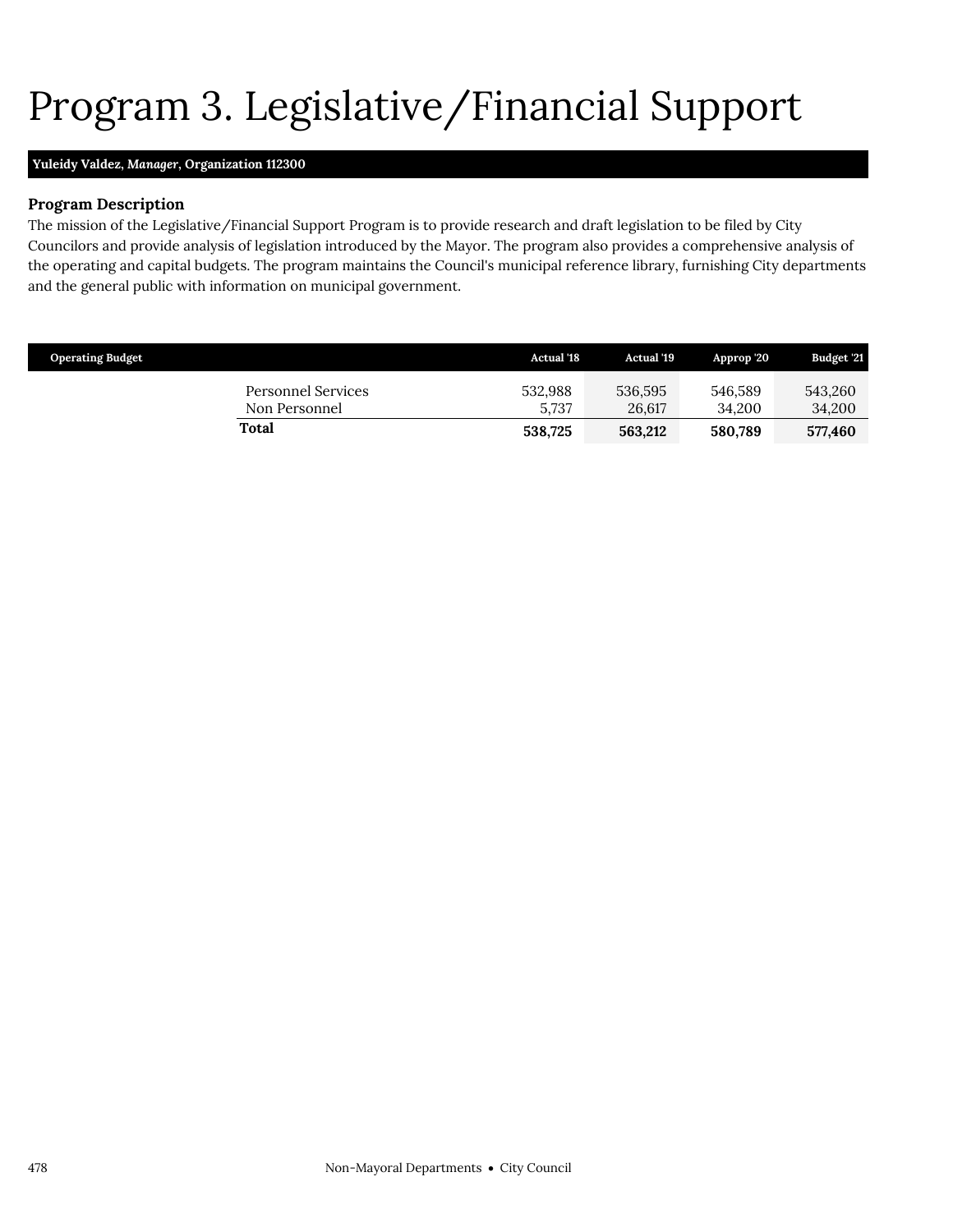# Program 3. Legislative/Financial Support

**Yuleidy Valdez, *Manager*, Organization 112300**

### Program Description

The mission of the Legislative/Financial Support Program is to provide research and draft legislation to be filed by City Councilors and provide analysis of legislation introduced by the Mayor. The program also provides a comprehensive analysis of the operating and capital budgets. The program maintains the Council's municipal reference library, furnishing City departments and the general public with information on municipal government.

| Operating Budget | Actual '18 | Actual '19 | Approp '20 | Budget '21 |
|---|---|---|---|---|
| Personnel Services | 532,988 | 536,595 | 546,589 | 543,260 |
| Non Personnel | 5,737 | 26,617 | 34,200 | 34,200 |
| **Total** | **538,725** | **563,212** | **580,789** | **577,460** |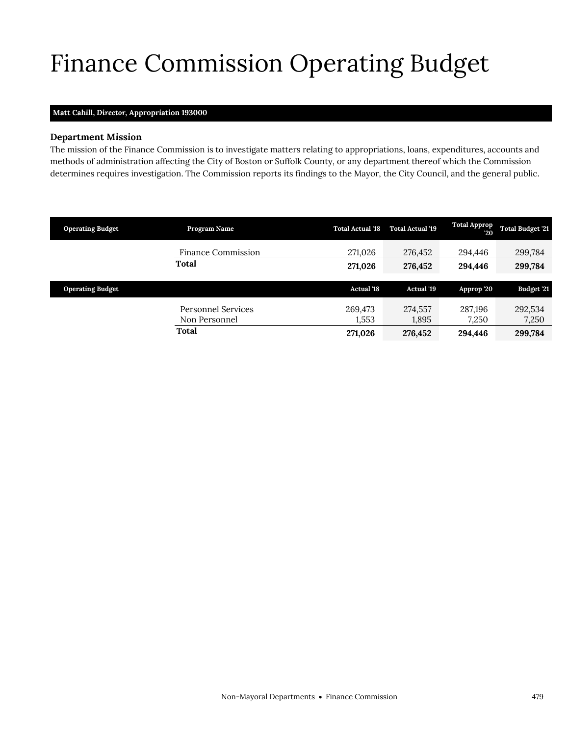# Finance Commission Operating Budget

**Matt Cahill, *Director*, Appropriation 193000**

### Department Mission

The mission of the Finance Commission is to investigate matters relating to appropriations, loans, expenditures, accounts and methods of administration affecting the City of Boston or Suffolk County, or any department thereof which the Commission determines requires investigation. The Commission reports its findings to the Mayor, the City Council, and the general public.

| Operating Budget | Program Name | Total Actual '18 | Total Actual '19 | Total Approp '20 | Total Budget '21 |
|---|---|---|---|---|---|
| | Finance Commission | 271,026 | 276,452 | 294,446 | 299,784 |
| | **Total** | **271,026** | **276,452** | **294,446** | **299,784** |

| Operating Budget | | Actual '18 | Actual '19 | Approp '20 | Budget '21 |
|---|---|---|---|---|---|
| | Personnel Services | 269,473 | 274,557 | 287,196 | 292,534 |
| | Non Personnel | 1,553 | 1,895 | 7,250 | 7,250 |
| | **Total** | **271,026** | **276,452** | **294,446** | **299,784** |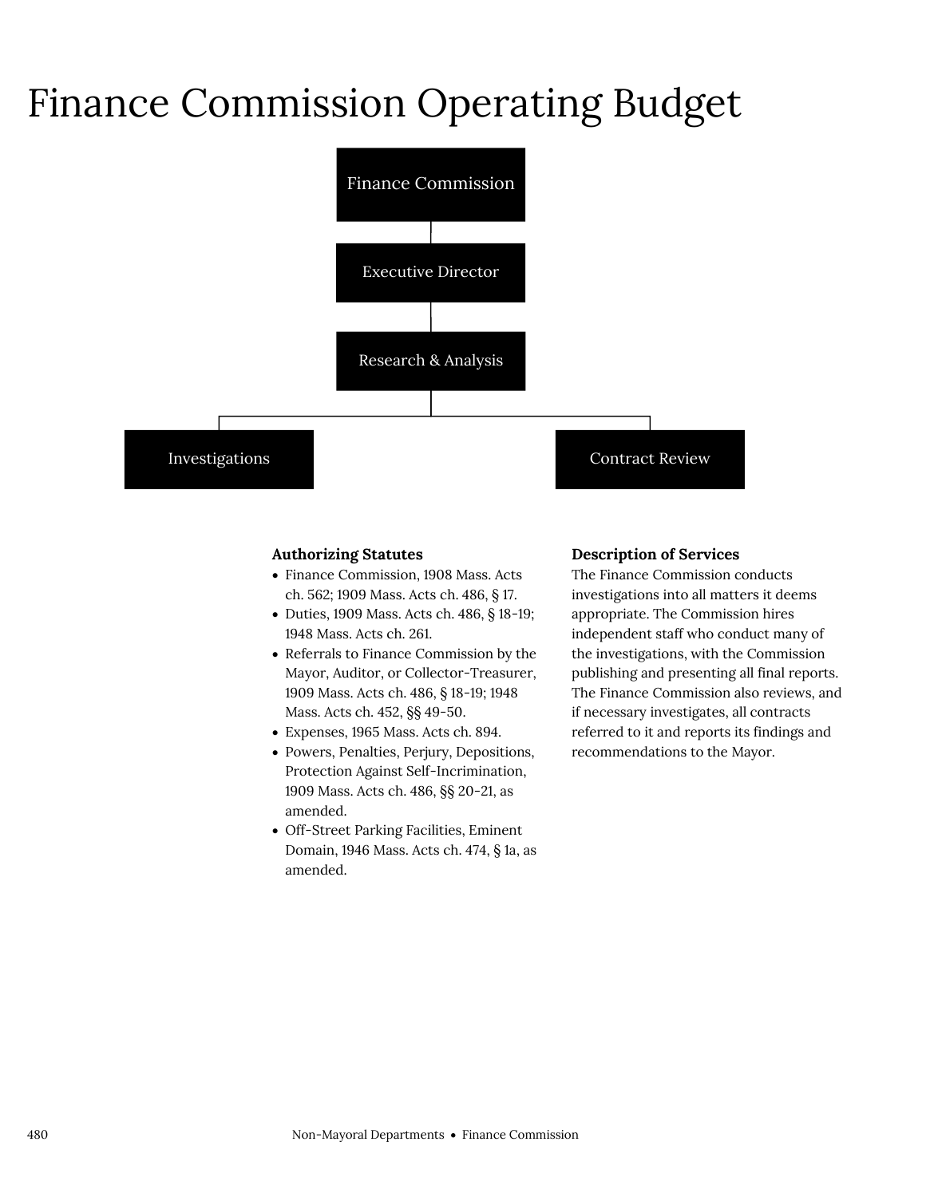# Finance Commission Operating Budget

Finance Commission

Executive Director

Research & Analysis

Investigations

Contract Review

**Authorizing Statutes**

- Finance Commission, 1908 Mass. Acts ch. 562; 1909 Mass. Acts ch. 486, § 17.
- Duties, 1909 Mass. Acts ch. 486, § 18-19; 1948 Mass. Acts ch. 261.
- Referrals to Finance Commission by the Mayor, Auditor, or Collector-Treasurer, 1909 Mass. Acts ch. 486, § 18-19; 1948 Mass. Acts ch. 452, §§ 49-50.
- Expenses, 1965 Mass. Acts ch. 894.
- Powers, Penalties, Perjury, Depositions, Protection Against Self-Incrimination, 1909 Mass. Acts ch. 486, §§ 20-21, as amended.
- Off-Street Parking Facilities, Eminent Domain, 1946 Mass. Acts ch. 474, § 1a, as amended.

**Description of Services**

The Finance Commission conducts investigations into all matters it deems appropriate. The Commission hires independent staff who conduct many of the investigations, with the Commission publishing and presenting all final reports. The Finance Commission also reviews, and if necessary investigates, all contracts referred to it and reports its findings and recommendations to the Mayor.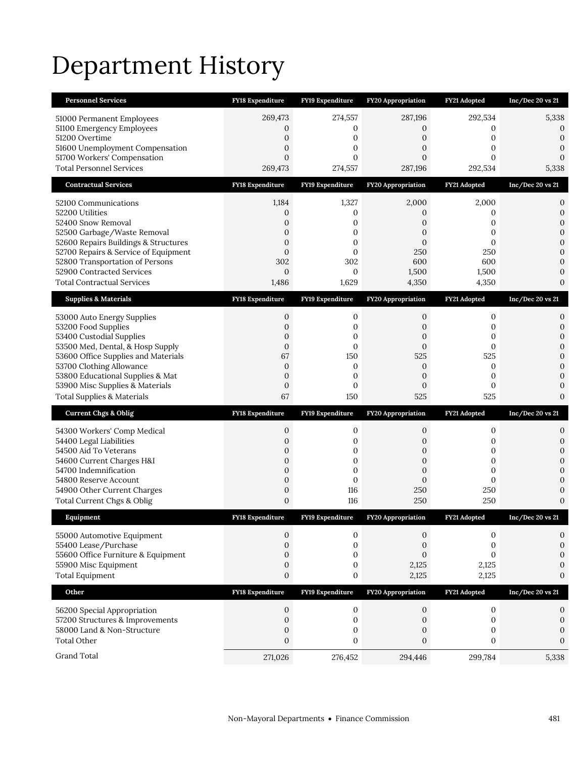# Department History

| Personnel Services | FY18 Expenditure | FY19 Expenditure | FY20 Appropriation | FY21 Adopted | Inc/Dec 20 vs 21 |
|---|---|---|---|---|---|
| 51000 Permanent Employees | 269,473 | 274,557 | 287,196 | 292,534 | 5,338 |
| 51100 Emergency Employees | 0 | 0 | 0 | 0 | 0 |
| 51200 Overtime | 0 | 0 | 0 | 0 | 0 |
| 51600 Unemployment Compensation | 0 | 0 | 0 | 0 | 0 |
| 51700 Workers' Compensation | 0 | 0 | 0 | 0 | 0 |
| Total Personnel Services | 269,473 | 274,557 | 287,196 | 292,534 | 5,338 |

| Contractual Services | FY18 Expenditure | FY19 Expenditure | FY20 Appropriation | FY21 Adopted | Inc/Dec 20 vs 21 |
|---|---|---|---|---|---|
| 52100 Communications | 1,184 | 1,327 | 2,000 | 2,000 | 0 |
| 52200 Utilities | 0 | 0 | 0 | 0 | 0 |
| 52400 Snow Removal | 0 | 0 | 0 | 0 | 0 |
| 52500 Garbage/Waste Removal | 0 | 0 | 0 | 0 | 0 |
| 52600 Repairs Buildings & Structures | 0 | 0 | 0 | 0 | 0 |
| 52700 Repairs & Service of Equipment | 0 | 0 | 250 | 250 | 0 |
| 52800 Transportation of Persons | 302 | 302 | 600 | 600 | 0 |
| 52900 Contracted Services | 0 | 0 | 1,500 | 1,500 | 0 |
| Total Contractual Services | 1,486 | 1,629 | 4,350 | 4,350 | 0 |

| Supplies & Materials | FY18 Expenditure | FY19 Expenditure | FY20 Appropriation | FY21 Adopted | Inc/Dec 20 vs 21 |
|---|---|---|---|---|---|
| 53000 Auto Energy Supplies | 0 | 0 | 0 | 0 | 0 |
| 53200 Food Supplies | 0 | 0 | 0 | 0 | 0 |
| 53400 Custodial Supplies | 0 | 0 | 0 | 0 | 0 |
| 53500 Med, Dental, & Hosp Supply | 0 | 0 | 0 | 0 | 0 |
| 53600 Office Supplies and Materials | 67 | 150 | 525 | 525 | 0 |
| 53700 Clothing Allowance | 0 | 0 | 0 | 0 | 0 |
| 53800 Educational Supplies & Mat | 0 | 0 | 0 | 0 | 0 |
| 53900 Misc Supplies & Materials | 0 | 0 | 0 | 0 | 0 |
| Total Supplies & Materials | 67 | 150 | 525 | 525 | 0 |

| Current Chgs & Oblig | FY18 Expenditure | FY19 Expenditure | FY20 Appropriation | FY21 Adopted | Inc/Dec 20 vs 21 |
|---|---|---|---|---|---|
| 54300 Workers' Comp Medical | 0 | 0 | 0 | 0 | 0 |
| 54400 Legal Liabilities | 0 | 0 | 0 | 0 | 0 |
| 54500 Aid To Veterans | 0 | 0 | 0 | 0 | 0 |
| 54600 Current Charges H&I | 0 | 0 | 0 | 0 | 0 |
| 54700 Indemnification | 0 | 0 | 0 | 0 | 0 |
| 54800 Reserve Account | 0 | 0 | 0 | 0 | 0 |
| 54900 Other Current Charges | 0 | 116 | 250 | 250 | 0 |
| Total Current Chgs & Oblig | 0 | 116 | 250 | 250 | 0 |

| Equipment | FY18 Expenditure | FY19 Expenditure | FY20 Appropriation | FY21 Adopted | Inc/Dec 20 vs 21 |
|---|---|---|---|---|---|
| 55000 Automotive Equipment | 0 | 0 | 0 | 0 | 0 |
| 55400 Lease/Purchase | 0 | 0 | 0 | 0 | 0 |
| 55600 Office Furniture & Equipment | 0 | 0 | 0 | 0 | 0 |
| 55900 Misc Equipment | 0 | 0 | 2,125 | 2,125 | 0 |
| Total Equipment | 0 | 0 | 2,125 | 2,125 | 0 |

| Other | FY18 Expenditure | FY19 Expenditure | FY20 Appropriation | FY21 Adopted | Inc/Dec 20 vs 21 |
|---|---|---|---|---|---|
| 56200 Special Appropriation | 0 | 0 | 0 | 0 | 0 |
| 57200 Structures & Improvements | 0 | 0 | 0 | 0 | 0 |
| 58000 Land & Non-Structure | 0 | 0 | 0 | 0 | 0 |
| Total Other | 0 | 0 | 0 | 0 | 0 |
| Grand Total | 271,026 | 276,452 | 294,446 | 299,784 | 5,338 |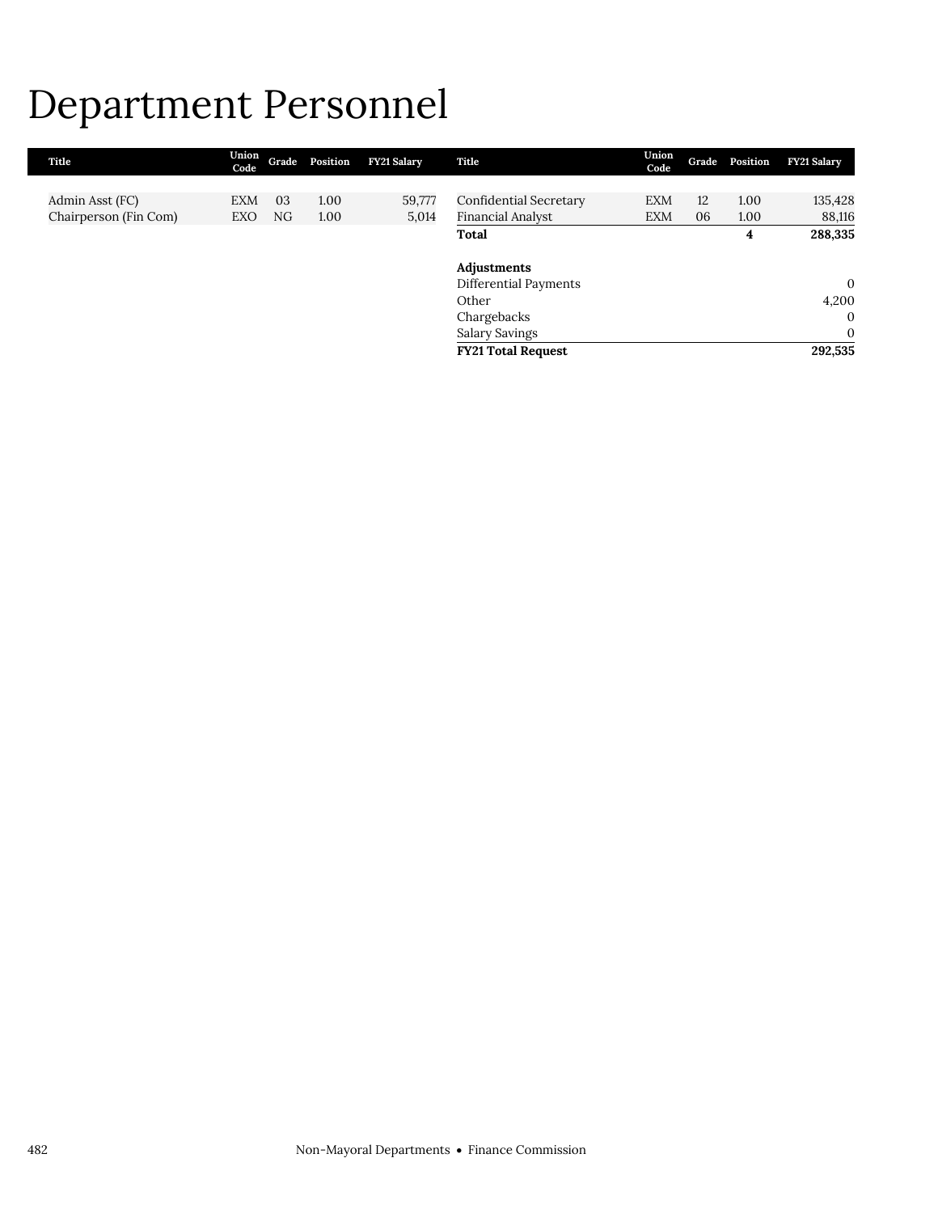# Department Personnel

| Title | Union Code | Grade | Position | FY21 Salary |
|---|---|---|---|---|
| Admin Asst (FC) | EXM | 03 | 1.00 | 59,777 |
| Chairperson (Fin Com) | EXO | NG | 1.00 | 5,014 |
| Confidential Secretary | EXM | 12 | 1.00 | 135,428 |
| Financial Analyst | EXM | 06 | 1.00 | 88,116 |
| **Total** | | | **4** | **288,335** |

| **Adjustments** | |
|---|---|
| Differential Payments | 0 |
| Other | 4,200 |
| Chargebacks | 0 |
| Salary Savings | 0 |
| **FY21 Total Request** | **292,535** |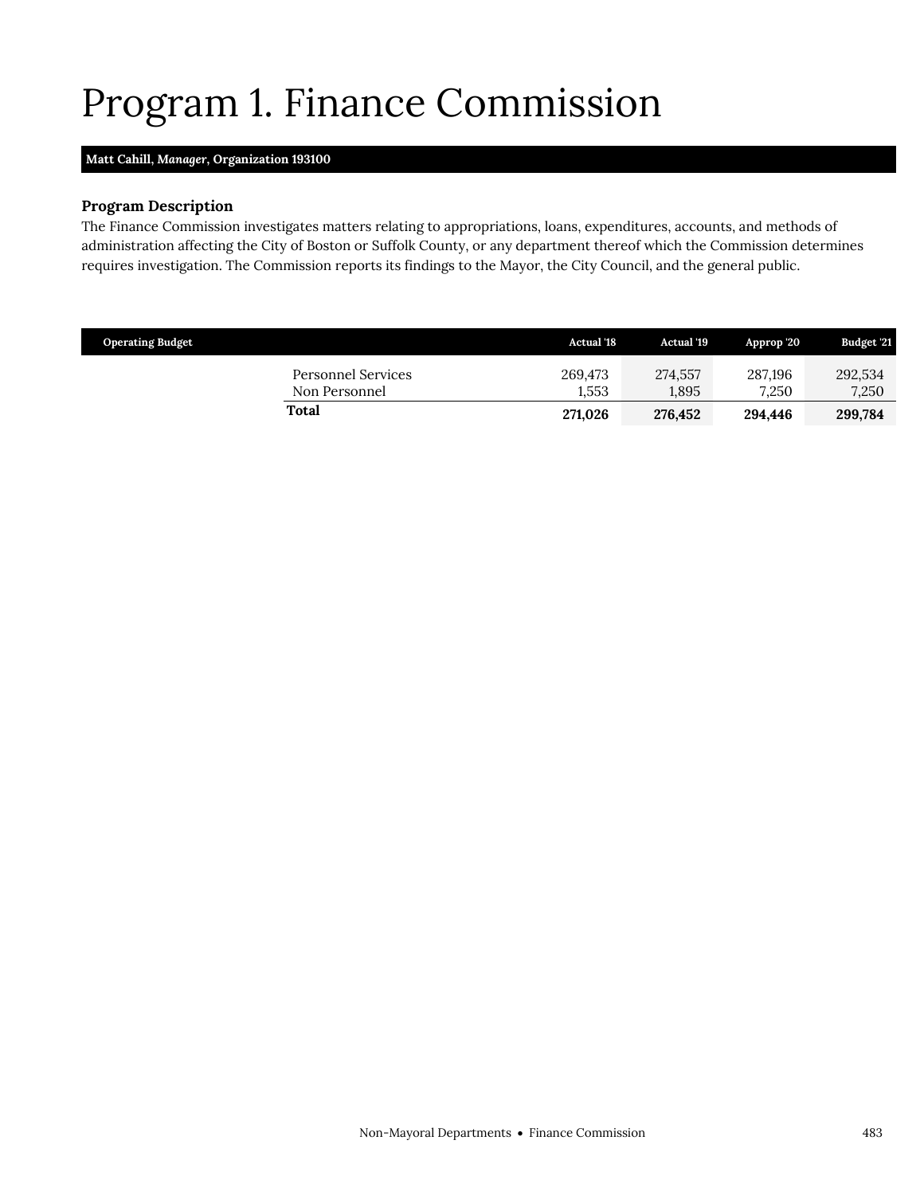# Program 1. Finance Commission

**Matt Cahill, *Manager*, Organization 193100**

### Program Description

The Finance Commission investigates matters relating to appropriations, loans, expenditures, accounts, and methods of administration affecting the City of Boston or Suffolk County, or any department thereof which the Commission determines requires investigation. The Commission reports its findings to the Mayor, the City Council, and the general public.

| Operating Budget | Actual '18 | Actual '19 | Approp '20 | Budget '21 |
|---|---|---|---|---|
| Personnel Services | 269,473 | 274,557 | 287,196 | 292,534 |
| Non Personnel | 1,553 | 1,895 | 7,250 | 7,250 |
| **Total** | **271,026** | **276,452** | **294,446** | **299,784** |